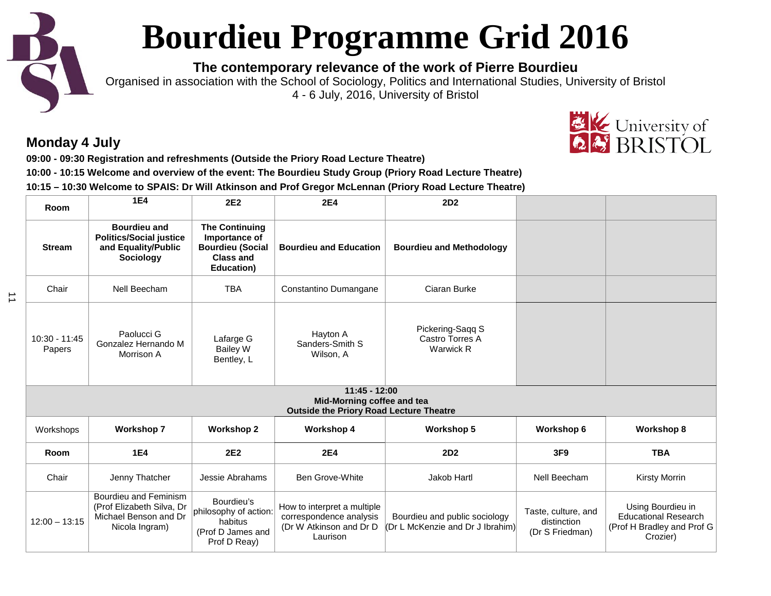# Bourdieu Programme Grid 2016

**The contemporary relevance of the work of Pierre Bourdieu**

Organised in association with the School of Sociology, Politics and International Studies, University of Bristol

4 - 6 July, 2016, University of Bristol

## Monday 4 July

**09:00 - 09:30 Registration and refreshments (Outside the Priory Road Lecture Theatre)**

**10:00 - 10:15 Welcome and overview of the event: The Bourdieu Study Group (Priory Road Lecture Theatre)**

**10:15 – 10:30 Welcome to SPAIS: Dr Will Atkinson and Prof Gregor McLennan (Priory Road Lecture Theatre)**

| **Room** | **1E4** | **2E2** | **2E4** | **2D2** | | |
|---|---|---|---|---|---|---|
| **Stream** | **Bourdieu and Politics/Social justice and Equality/Public Sociology** | **The Continuing Importance of Bourdieu (Social Class and Education)** | **Bourdieu and Education** | **Bourdieu and Methodology** | | |
| Chair | Nell Beecham | TBA | Constantino Dumangane | Ciaran Burke | | |
| 10:30 - 11:45 Papers | Paolucci G<br>Gonzalez Hernando M<br>Morrison A | Lafarge G<br>Bailey W<br>Bentley, L | Hayton A<br>Sanders-Smith S<br>Wilson, A | Pickering-Saqq S<br>Castro Torres A<br>Warwick R | | |
| **11:45 - 12:00<br>Mid-Morning coffee and tea<br>Outside the Priory Road Lecture Theatre** | | | | | | |
| Workshops | **Workshop 7** | **Workshop 2** | **Workshop 4** | **Workshop 5** | **Workshop 6** | **Workshop 8** |
| **Room** | **1E4** | **2E2** | **2E4** | **2D2** | **3F9** | **TBA** |
| Chair | Jenny Thatcher | Jessie Abrahams | Ben Grove-White | Jakob Hartl | Nell Beecham | Kirsty Morrin |
| 12:00 – 13:15 | Bourdieu and Feminism (Prof Elizabeth Silva, Dr Michael Benson and Dr Nicola Ingram) | Bourdieu's philosophy of action: habitus (Prof D James and Prof D Reay) | How to interpret a multiple correspondence analysis (Dr W Atkinson and Dr D Laurison | Bourdieu and public sociology (Dr L McKenzie and Dr J Ibrahim) | Taste, culture, and distinction (Dr S Friedman) | Using Bourdieu in Educational Research (Prof H Bradley and Prof G Crozier) |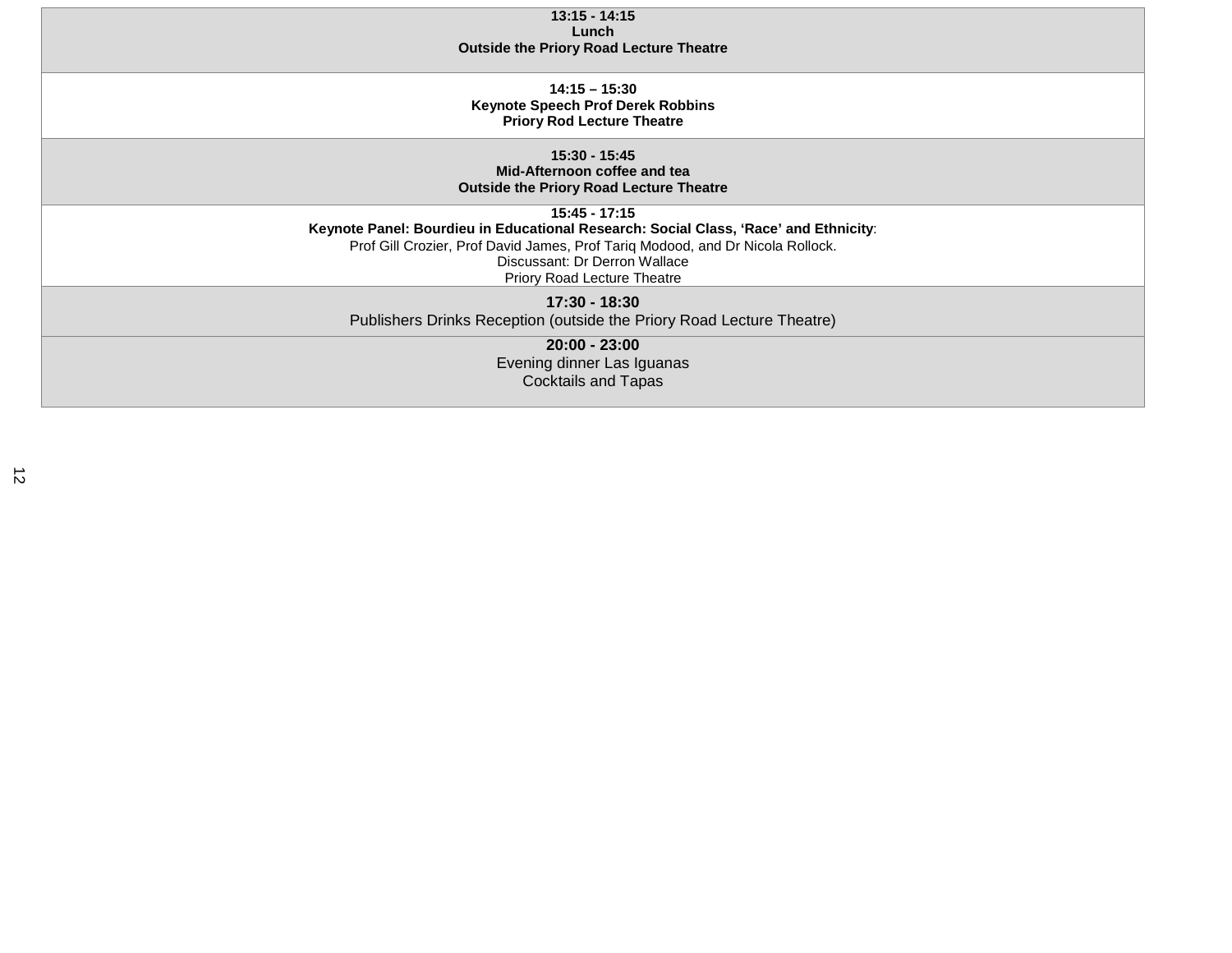**13:15 - 14:15**
**Lunch**
**Outside the Priory Road Lecture Theatre**

**14:15 – 15:30**
**Keynote Speech Prof Derek Robbins**
**Priory Rod Lecture Theatre**

**15:30 - 15:45**
**Mid-Afternoon coffee and tea**
**Outside the Priory Road Lecture Theatre**

**15:45 - 17:15**
**Keynote Panel: Bourdieu in Educational Research: Social Class, 'Race' and Ethnicity**:
Prof Gill Crozier, Prof David James, Prof Tariq Modood, and Dr Nicola Rollock.
Discussant: Dr Derron Wallace
Priory Road Lecture Theatre

**17:30 - 18:30**
Publishers Drinks Reception (outside the Priory Road Lecture Theatre)

**20:00 - 23:00**
Evening dinner Las Iguanas
Cocktails and Tapas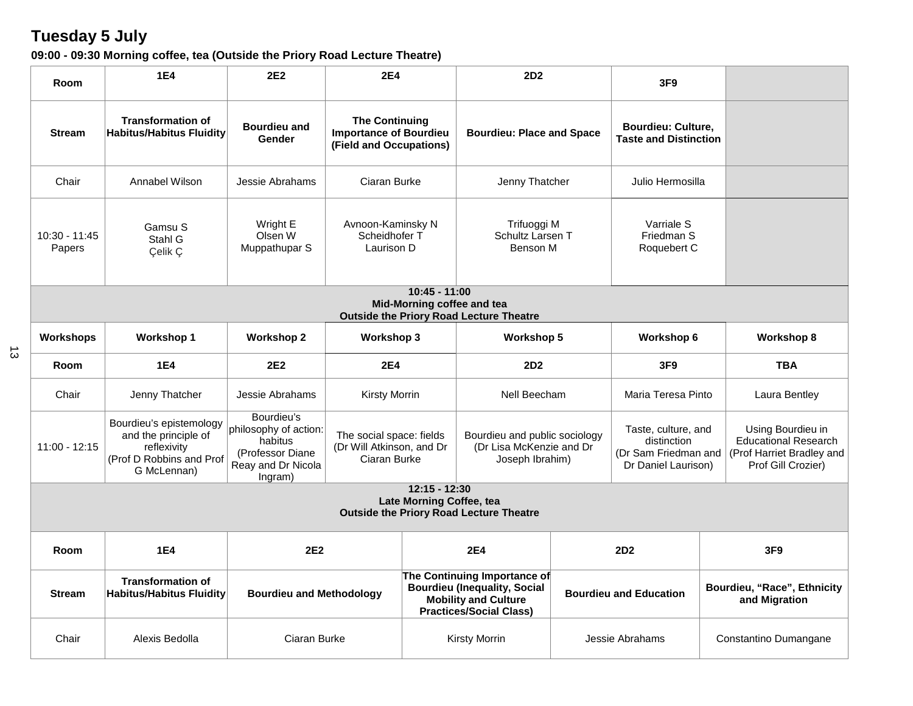## Tuesday 5 July

**09:00 - 09:30 Morning coffee, tea (Outside the Priory Road Lecture Theatre)**

| Room | 1E4 | 2E2 | 2E4 | 2D2 | 3F9 | |
|---|---|---|---|---|---|---|
| Stream | **Transformation of Habitus/Habitus Fluidity** | **Bourdieu and Gender** | **The Continuing Importance of Bourdieu (Field and Occupations)** | **Bourdieu: Place and Space** | **Bourdieu: Culture, Taste and Distinction** | |
| Chair | Annabel Wilson | Jessie Abrahams | Ciaran Burke | Jenny Thatcher | Julio Hermosilla | |
| 10:30 - 11:45 Papers | Gamsu S<br>Stahl G<br>Çelik Ç | Wright E<br>Olsen W<br>Muppathupar S | Avnoon-Kaminsky N<br>Scheidhofer T<br>Laurison D | Trifuoggi M<br>Schultz Larsen T<br>Benson M | Varriale S<br>Friedman S<br>Roquebert C | |
| **10:45 - 11:00 Mid-Morning coffee and tea Outside the Priory Road Lecture Theatre** | | | | | | |
| **Workshops** | **Workshop 1** | **Workshop 2** | **Workshop 3** | **Workshop 5** | **Workshop 6** | **Workshop 8** |
| **Room** | **1E4** | **2E2** | **2E4** | **2D2** | **3F9** | **TBA** |
| Chair | Jenny Thatcher | Jessie Abrahams | Kirsty Morrin | Nell Beecham | Maria Teresa Pinto | Laura Bentley |
| 11:00 - 12:15 | Bourdieu's epistemology and the principle of reflexivity (Prof D Robbins and Prof G McLennan) | Bourdieu's philosophy of action: habitus (Professor Diane Reay and Dr Nicola Ingram) | The social space: fields (Dr Will Atkinson, and Dr Ciaran Burke | Bourdieu and public sociology (Dr Lisa McKenzie and Dr Joseph Ibrahim) | Taste, culture, and distinction (Dr Sam Friedman and Dr Daniel Laurison) | Using Bourdieu in Educational Research (Prof Harriet Bradley and Prof Gill Crozier) |
| **12:15 - 12:30 Late Morning Coffee, tea Outside the Priory Road Lecture Theatre** | | | | | | |

| Room | 1E4 | 2E2 | 2E4 | 2D2 | 3F9 |
|---|---|---|---|---|---|
| Stream | **Transformation of Habitus/Habitus Fluidity** | **Bourdieu and Methodology** | **The Continuing Importance of Bourdieu (Inequality, Social Mobility and Culture Practices/Social Class)** | **Bourdieu and Education** | **Bourdieu, "Race", Ethnicity and Migration** |
| Chair | Alexis Bedolla | Ciaran Burke | Kirsty Morrin | Jessie Abrahams | Constantino Dumangane |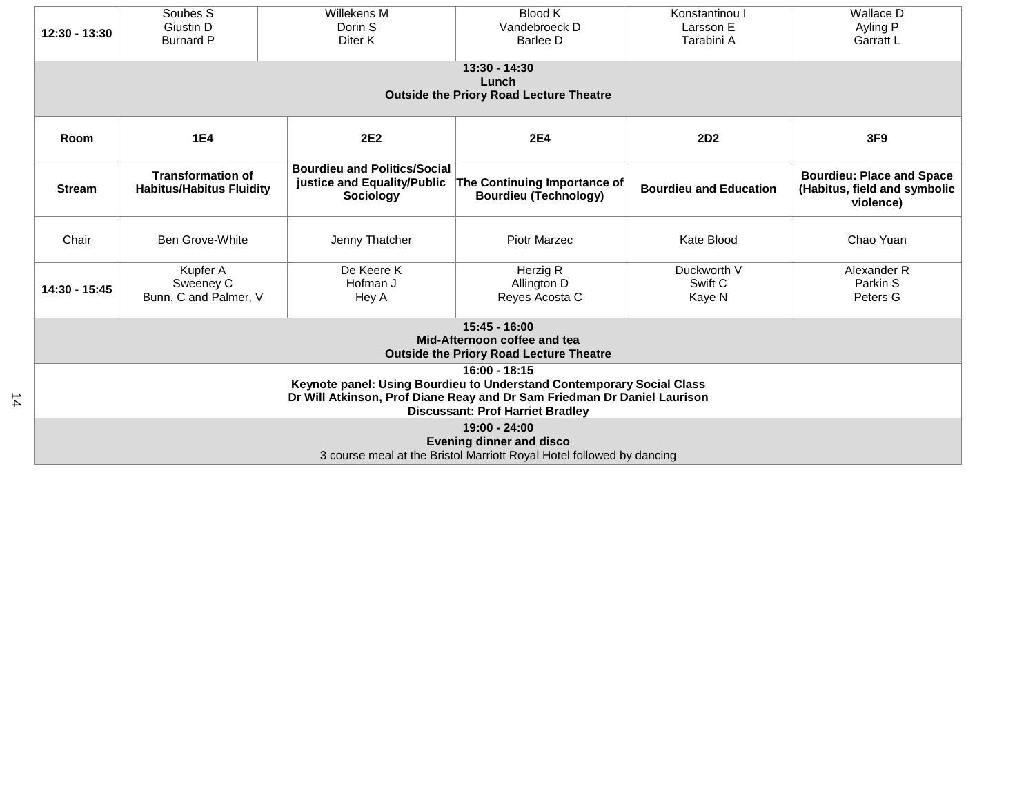| | | | | | |
|---|---|---|---|---|---|
| **12:30 - 13:30** | Soubes S<br>Giustin D<br>Burnard P | Willekens M<br>Dorin S<br>Diter K | Blood K<br>Vandebroeck D<br>Barlee D | Konstantinou I<br>Larsson E<br>Tarabini A | Wallace D<br>Ayling P<br>Garratt L |
| **13:30 - 14:30**<br>**Lunch**<br>**Outside the Priory Road Lecture Theatre** | | | | | |
| **Room** | **1E4** | **2E2** | **2E4** | **2D2** | **3F9** |
| **Stream** | **Transformation of Habitus/Habitus Fluidity** | **Bourdieu and Politics/Social justice and Equality/Public Sociology** | **The Continuing Importance of Bourdieu (Technology)** | **Bourdieu and Education** | **Bourdieu: Place and Space (Habitus, field and symbolic violence)** |
| Chair | Ben Grove-White | Jenny Thatcher | Piotr Marzec | Kate Blood | Chao Yuan |
| **14:30 - 15:45** | Kupfer A<br>Sweeney C<br>Bunn, C and Palmer, V | De Keere K<br>Hofman J<br>Hey A | Herzig R<br>Allington D<br>Reyes Acosta C | Duckworth V<br>Swift C<br>Kaye N | Alexander R<br>Parkin S<br>Peters G |
| **15:45 - 16:00**<br>**Mid-Afternoon coffee and tea**<br>**Outside the Priory Road Lecture Theatre** | | | | | |
| **16:00 - 18:15**<br>**Keynote panel: Using Bourdieu to Understand Contemporary Social Class**<br>**Dr Will Atkinson, Prof Diane Reay and Dr Sam Friedman Dr Daniel Laurison**<br>**Discussant: Prof Harriet Bradley** | | | | | |
| **19:00 - 24:00**<br>**Evening dinner and disco**<br>3 course meal at the Bristol Marriott Royal Hotel followed by dancing | | | | | |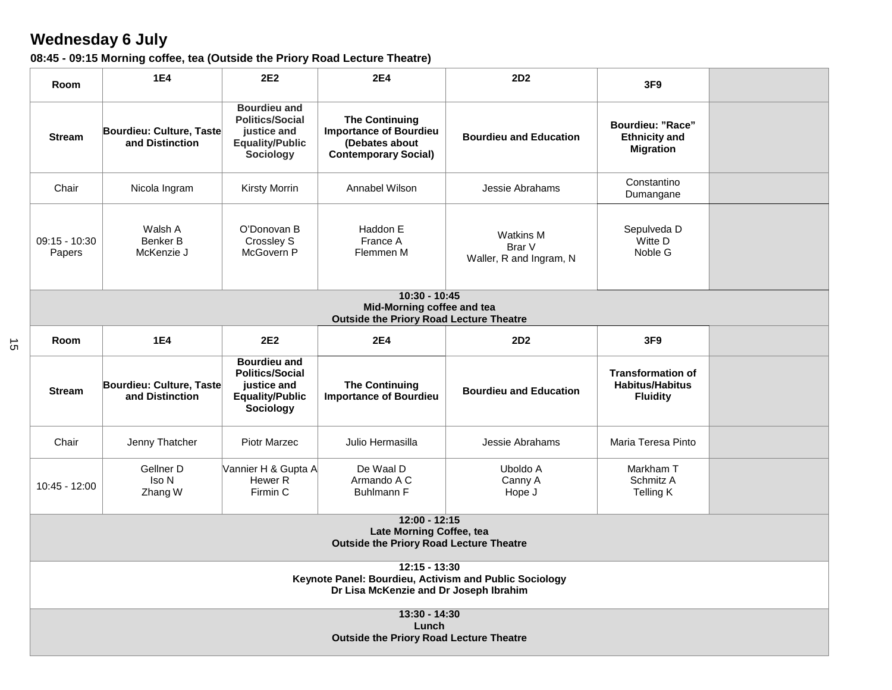## Wednesday 6 July

**08:45 - 09:15 Morning coffee, tea (Outside the Priory Road Lecture Theatre)**

| Room | 1E4 | 2E2 | 2E4 | 2D2 | 3F9 | |
|---|---|---|---|---|---|---|
| **Stream** | **Bourdieu: Culture, Taste and Distinction** | **Bourdieu and Politics/Social justice and Equality/Public Sociology** | **The Continuing Importance of Bourdieu (Debates about Contemporary Social)** | **Bourdieu and Education** | **Bourdieu: "Race" Ethnicity and Migration** | |
| Chair | Nicola Ingram | Kirsty Morrin | Annabel Wilson | Jessie Abrahams | Constantino Dumangane | |
| 09:15 - 10:30 Papers | Walsh A<br>Benker B<br>McKenzie J | O'Donovan B<br>Crossley S<br>McGovern P | Haddon E<br>France A<br>Flemmen M | Watkins M<br>Brar V<br>Waller, R and Ingram, N | Sepulveda D<br>Witte D<br>Noble G | |
| **10:30 - 10:45<br>Mid-Morning coffee and tea<br>Outside the Priory Road Lecture Theatre** | | | | | | |
| **Room** | **1E4** | **2E2** | **2E4** | **2D2** | **3F9** | |
| **Stream** | **Bourdieu: Culture, Taste and Distinction** | **Bourdieu and Politics/Social justice and Equality/Public Sociology** | **The Continuing Importance of Bourdieu** | **Bourdieu and Education** | **Transformation of Habitus/Habitus Fluidity** | |
| Chair | Jenny Thatcher | Piotr Marzec | Julio Hermasilla | Jessie Abrahams | Maria Teresa Pinto | |
| 10:45 - 12:00 | Gellner D<br>Iso N<br>Zhang W | Vannier H & Gupta A<br>Hewer R<br>Firmin C | De Waal D<br>Armando A C<br>Buhlmann F | Uboldo A<br>Canny A<br>Hope J | Markham T<br>Schmitz A<br>Telling K | |
| **12:00 - 12:15<br>Late Morning Coffee, tea<br>Outside the Priory Road Lecture Theatre** | | | | | | |
| **12:15 - 13:30<br>Keynote Panel: Bourdieu, Activism and Public Sociology<br>Dr Lisa McKenzie and Dr Joseph Ibrahim** | | | | | | |
| **13:30 - 14:30<br>Lunch<br>Outside the Priory Road Lecture Theatre** | | | | | | |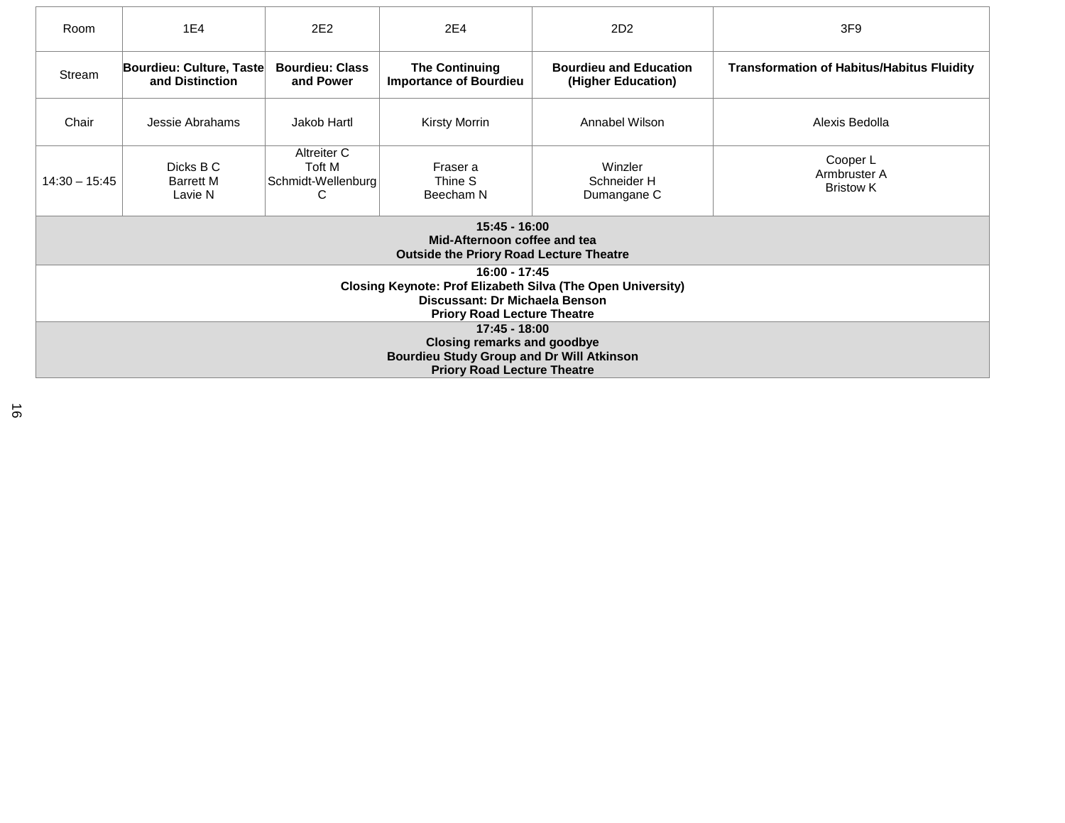| Room | 1E4 | 2E2 | 2E4 | 2D2 | 3F9 |
|---|---|---|---|---|---|
| Stream | **Bourdieu: Culture, Taste and Distinction** | **Bourdieu: Class and Power** | **The Continuing Importance of Bourdieu** | **Bourdieu and Education (Higher Education)** | **Transformation of Habitus/Habitus Fluidity** |
| Chair | Jessie Abrahams | Jakob Hartl | Kirsty Morrin | Annabel Wilson | Alexis Bedolla |
| 14:30 – 15:45 | Dicks B C<br>Barrett M<br>Lavie N | Altreiter C<br>Toft M<br>Schmidt-Wellenburg C | Fraser a<br>Thine S<br>Beecham N | Winzler<br>Schneider H<br>Dumangane C | Cooper L<br>Armbruster A<br>Bristow K |
| **15:45 - 16:00**<br>**Mid-Afternoon coffee and tea**<br>**Outside the Priory Road Lecture Theatre** | | | | | |
| **16:00 - 17:45**<br>**Closing Keynote: Prof Elizabeth Silva (The Open University)**<br>**Discussant: Dr Michaela Benson**<br>**Priory Road Lecture Theatre** | | | | | |
| **17:45 - 18:00**<br>**Closing remarks and goodbye**<br>**Bourdieu Study Group and Dr Will Atkinson**<br>**Priory Road Lecture Theatre** | | | | | |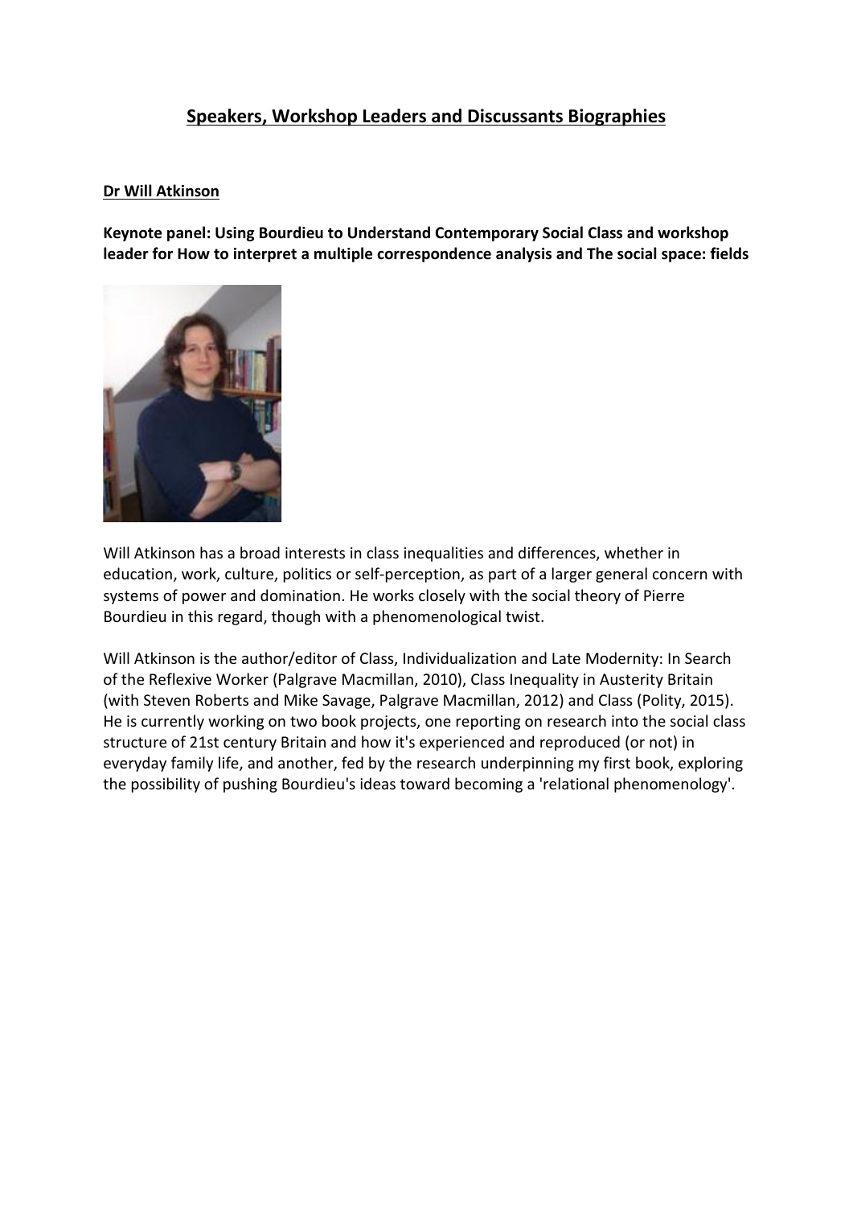## Speakers, Workshop Leaders and Discussants Biographies

**Dr Will Atkinson**

**Keynote panel: Using Bourdieu to Understand Contemporary Social Class and workshop leader for How to interpret a multiple correspondence analysis and The social space: fields**

Will Atkinson has a broad interests in class inequalities and differences, whether in education, work, culture, politics or self-perception, as part of a larger general concern with systems of power and domination. He works closely with the social theory of Pierre Bourdieu in this regard, though with a phenomenological twist.

Will Atkinson is the author/editor of Class, Individualization and Late Modernity: In Search of the Reflexive Worker (Palgrave Macmillan, 2010), Class Inequality in Austerity Britain (with Steven Roberts and Mike Savage, Palgrave Macmillan, 2012) and Class (Polity, 2015). He is currently working on two book projects, one reporting on research into the social class structure of 21st century Britain and how it's experienced and reproduced (or not) in everyday family life, and another, fed by the research underpinning my first book, exploring the possibility of pushing Bourdieu's ideas toward becoming a 'relational phenomenology'.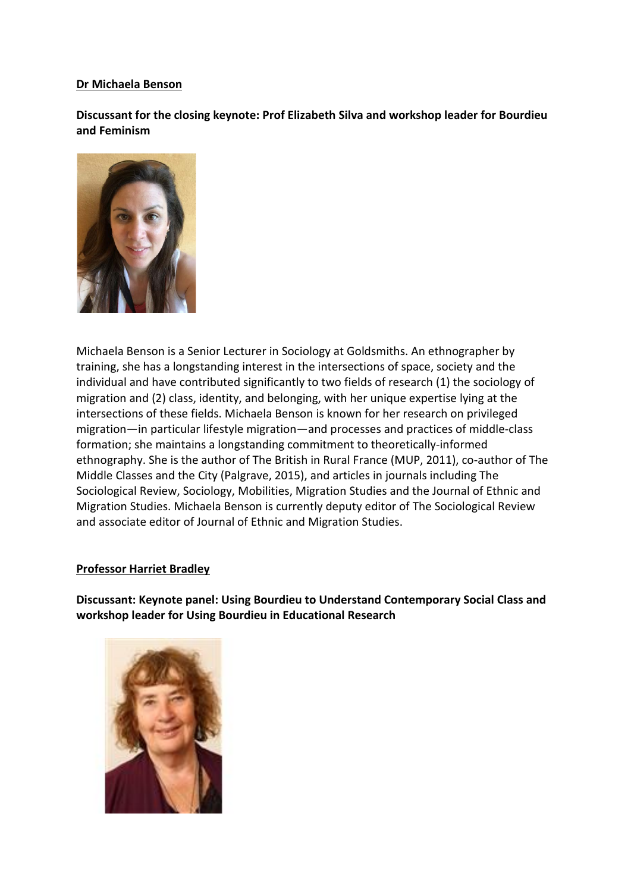**Dr Michaela Benson**

**Discussant for the closing keynote: Prof Elizabeth Silva and workshop leader for Bourdieu and Feminism**

Michaela Benson is a Senior Lecturer in Sociology at Goldsmiths. An ethnographer by training, she has a longstanding interest in the intersections of space, society and the individual and have contributed significantly to two fields of research (1) the sociology of migration and (2) class, identity, and belonging, with her unique expertise lying at the intersections of these fields. Michaela Benson is known for her research on privileged migration—in particular lifestyle migration—and processes and practices of middle-class formation; she maintains a longstanding commitment to theoretically-informed ethnography. She is the author of The British in Rural France (MUP, 2011), co-author of The Middle Classes and the City (Palgrave, 2015), and articles in journals including The Sociological Review, Sociology, Mobilities, Migration Studies and the Journal of Ethnic and Migration Studies. Michaela Benson is currently deputy editor of The Sociological Review and associate editor of Journal of Ethnic and Migration Studies.

**Professor Harriet Bradley**

**Discussant: Keynote panel: Using Bourdieu to Understand Contemporary Social Class and workshop leader for Using Bourdieu in Educational Research**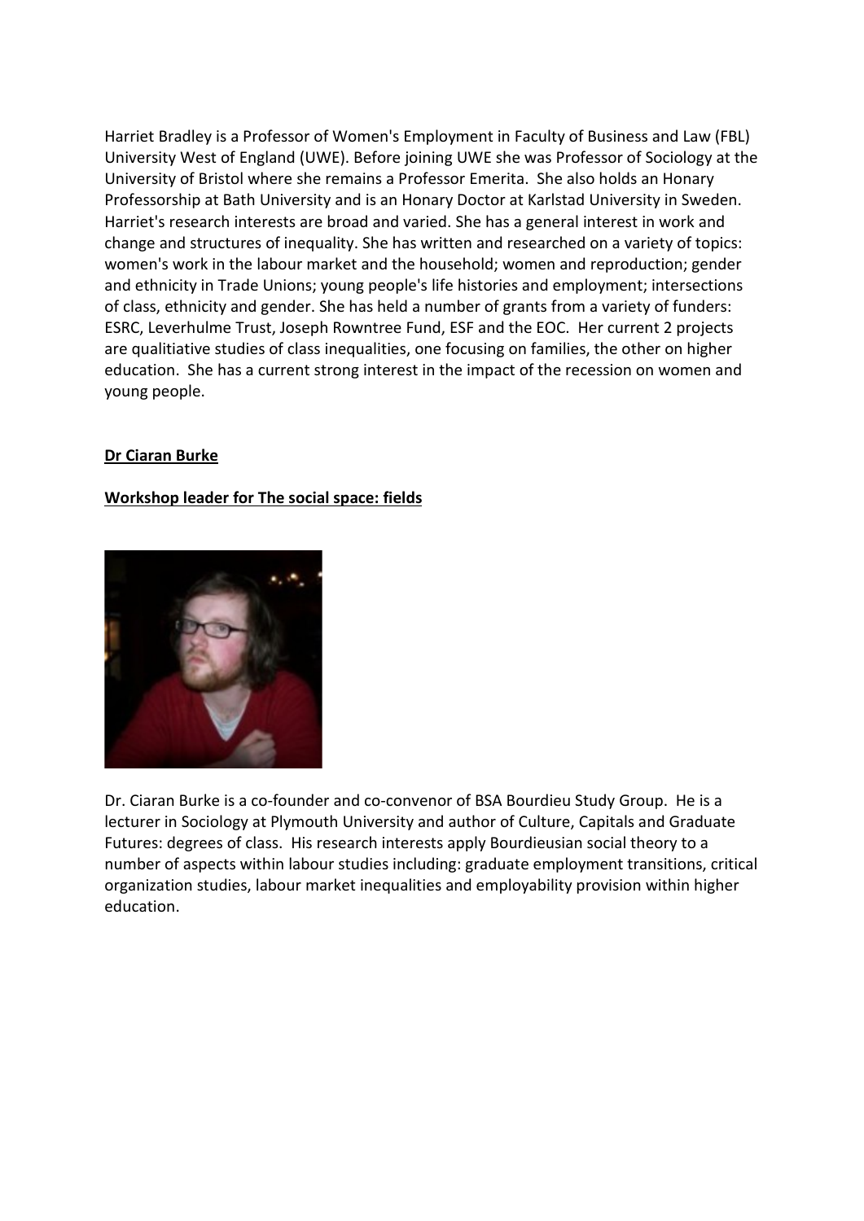Harriet Bradley is a Professor of Women's Employment in Faculty of Business and Law (FBL) University West of England (UWE). Before joining UWE she was Professor of Sociology at the University of Bristol where she remains a Professor Emerita. She also holds an Honary Professorship at Bath University and is an Honary Doctor at Karlstad University in Sweden. Harriet's research interests are broad and varied. She has a general interest in work and change and structures of inequality. She has written and researched on a variety of topics: women's work in the labour market and the household; women and reproduction; gender and ethnicity in Trade Unions; young people's life histories and employment; intersections of class, ethnicity and gender. She has held a number of grants from a variety of funders: ESRC, Leverhulme Trust, Joseph Rowntree Fund, ESF and the EOC. Her current 2 projects are qualitiative studies of class inequalities, one focusing on families, the other on higher education. She has a current strong interest in the impact of the recession on women and young people.

**Dr Ciaran Burke**

**Workshop leader for The social space: fields**

Dr. Ciaran Burke is a co-founder and co-convenor of BSA Bourdieu Study Group. He is a lecturer in Sociology at Plymouth University and author of Culture, Capitals and Graduate Futures: degrees of class. His research interests apply Bourdieusian social theory to a number of aspects within labour studies including: graduate employment transitions, critical organization studies, labour market inequalities and employability provision within higher education.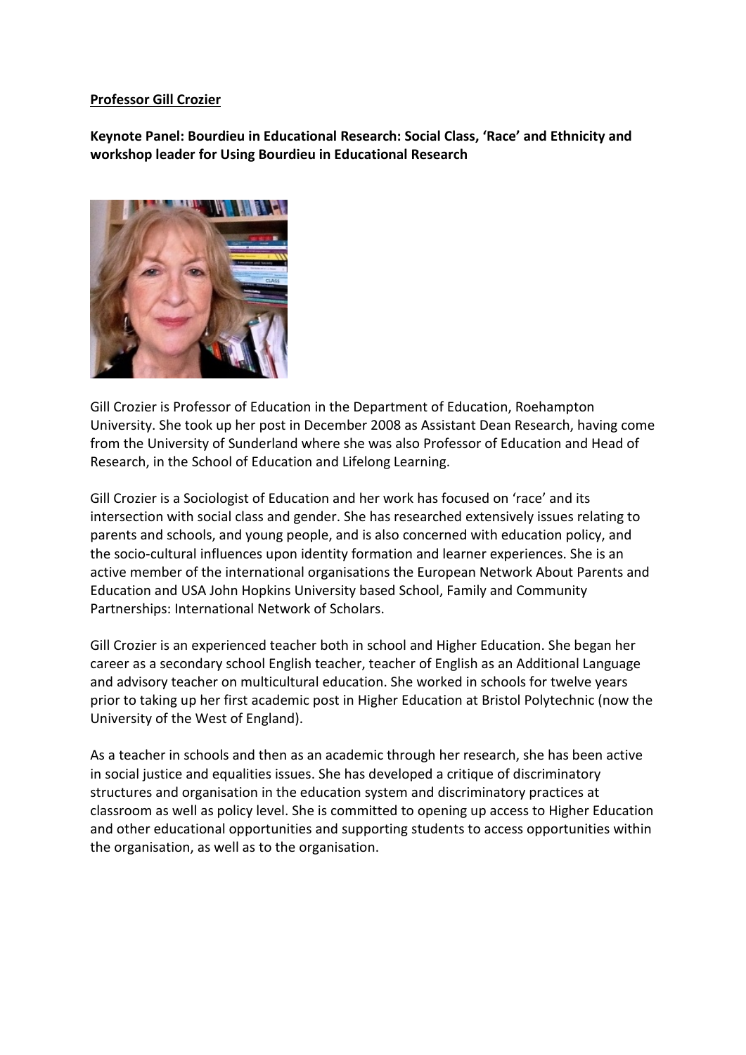**Professor Gill Crozier**

**Keynote Panel: Bourdieu in Educational Research: Social Class, 'Race' and Ethnicity and workshop leader for Using Bourdieu in Educational Research**

Gill Crozier is Professor of Education in the Department of Education, Roehampton University. She took up her post in December 2008 as Assistant Dean Research, having come from the University of Sunderland where she was also Professor of Education and Head of Research, in the School of Education and Lifelong Learning.

Gill Crozier is a Sociologist of Education and her work has focused on 'race' and its intersection with social class and gender. She has researched extensively issues relating to parents and schools, and young people, and is also concerned with education policy, and the socio-cultural influences upon identity formation and learner experiences. She is an active member of the international organisations the European Network About Parents and Education and USA John Hopkins University based School, Family and Community Partnerships: International Network of Scholars.

Gill Crozier is an experienced teacher both in school and Higher Education. She began her career as a secondary school English teacher, teacher of English as an Additional Language and advisory teacher on multicultural education. She worked in schools for twelve years prior to taking up her first academic post in Higher Education at Bristol Polytechnic (now the University of the West of England).

As a teacher in schools and then as an academic through her research, she has been active in social justice and equalities issues. She has developed a critique of discriminatory structures and organisation in the education system and discriminatory practices at classroom as well as policy level. She is committed to opening up access to Higher Education and other educational opportunities and supporting students to access opportunities within the organisation, as well as to the organisation.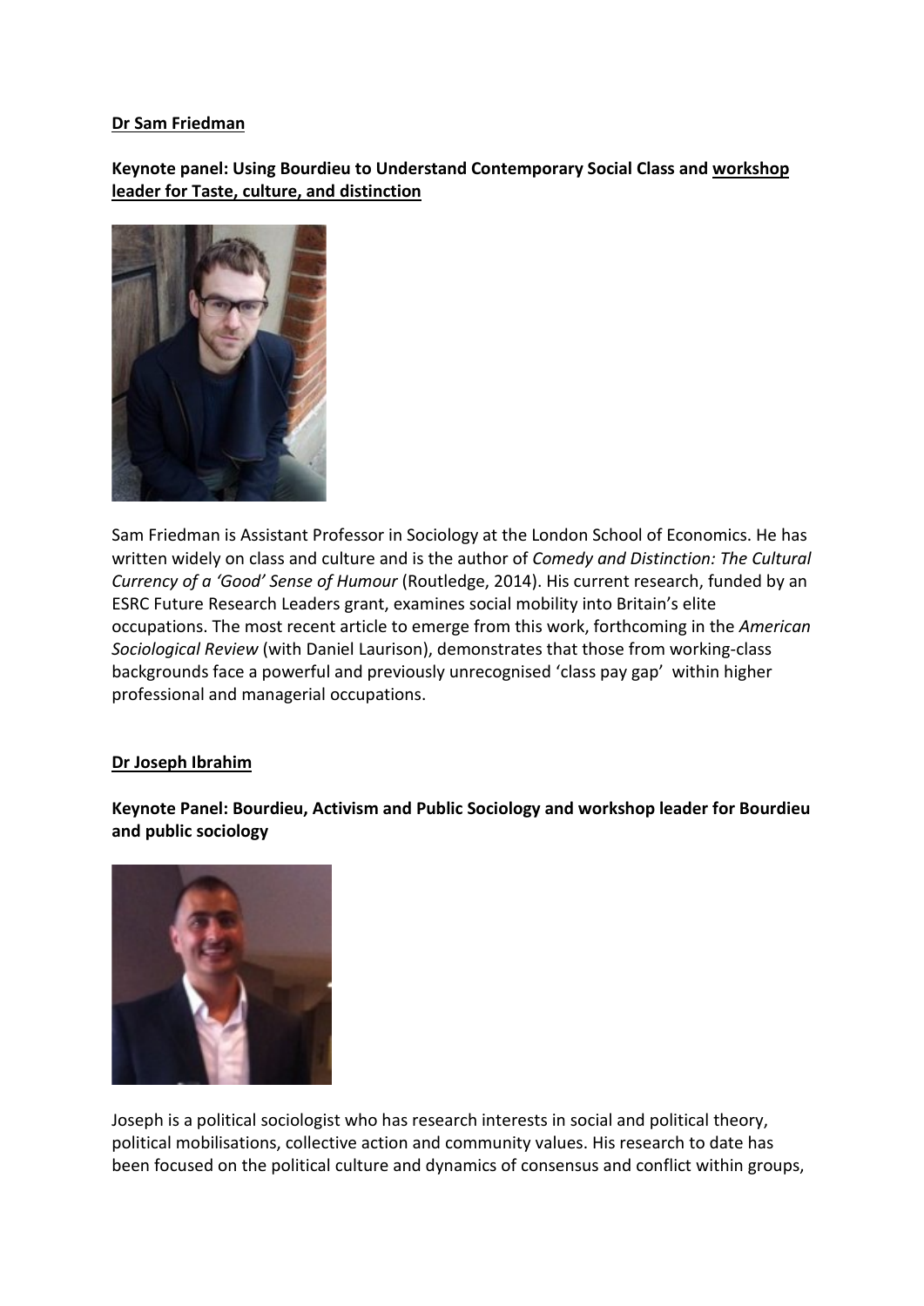**Dr Sam Friedman**

**Keynote panel: Using Bourdieu to Understand Contemporary Social Class and workshop leader for Taste, culture, and distinction**

Sam Friedman is Assistant Professor in Sociology at the London School of Economics. He has written widely on class and culture and is the author of *Comedy and Distinction: The Cultural Currency of a 'Good' Sense of Humour* (Routledge, 2014). His current research, funded by an ESRC Future Research Leaders grant, examines social mobility into Britain's elite occupations. The most recent article to emerge from this work, forthcoming in the *American Sociological Review* (with Daniel Laurison), demonstrates that those from working-class backgrounds face a powerful and previously unrecognised 'class pay gap' within higher professional and managerial occupations.

**Dr Joseph Ibrahim**

**Keynote Panel: Bourdieu, Activism and Public Sociology and workshop leader for Bourdieu and public sociology**

Joseph is a political sociologist who has research interests in social and political theory, political mobilisations, collective action and community values. His research to date has been focused on the political culture and dynamics of consensus and conflict within groups,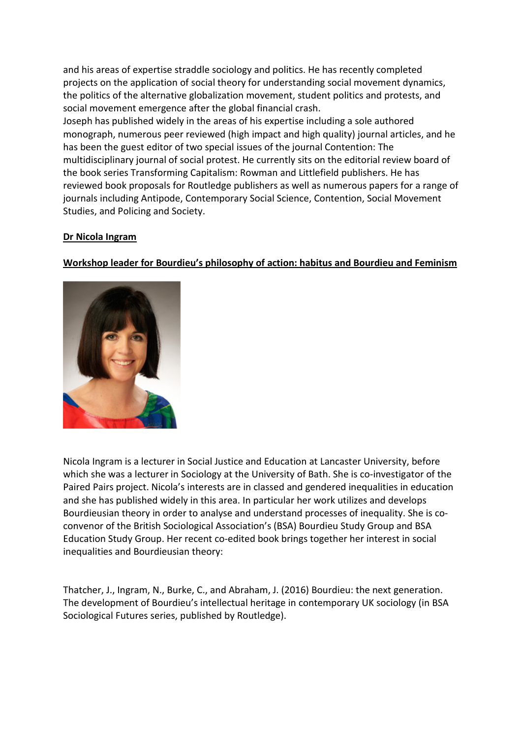and his areas of expertise straddle sociology and politics. He has recently completed projects on the application of social theory for understanding social movement dynamics, the politics of the alternative globalization movement, student politics and protests, and social movement emergence after the global financial crash.
Joseph has published widely in the areas of his expertise including a sole authored monograph, numerous peer reviewed (high impact and high quality) journal articles, and he has been the guest editor of two special issues of the journal Contention: The multidisciplinary journal of social protest. He currently sits on the editorial review board of the book series Transforming Capitalism: Rowman and Littlefield publishers. He has reviewed book proposals for Routledge publishers as well as numerous papers for a range of journals including Antipode, Contemporary Social Science, Contention, Social Movement Studies, and Policing and Society.

**Dr Nicola Ingram**

**Workshop leader for Bourdieu's philosophy of action: habitus and Bourdieu and Feminism**

Nicola Ingram is a lecturer in Social Justice and Education at Lancaster University, before which she was a lecturer in Sociology at the University of Bath. She is co-investigator of the Paired Pairs project. Nicola's interests are in classed and gendered inequalities in education and she has published widely in this area. In particular her work utilizes and develops Bourdieusian theory in order to analyse and understand processes of inequality. She is co-convenor of the British Sociological Association's (BSA) Bourdieu Study Group and BSA Education Study Group. Her recent co-edited book brings together her interest in social inequalities and Bourdieusian theory:

Thatcher, J., Ingram, N., Burke, C., and Abraham, J. (2016) Bourdieu: the next generation. The development of Bourdieu's intellectual heritage in contemporary UK sociology (in BSA Sociological Futures series, published by Routledge).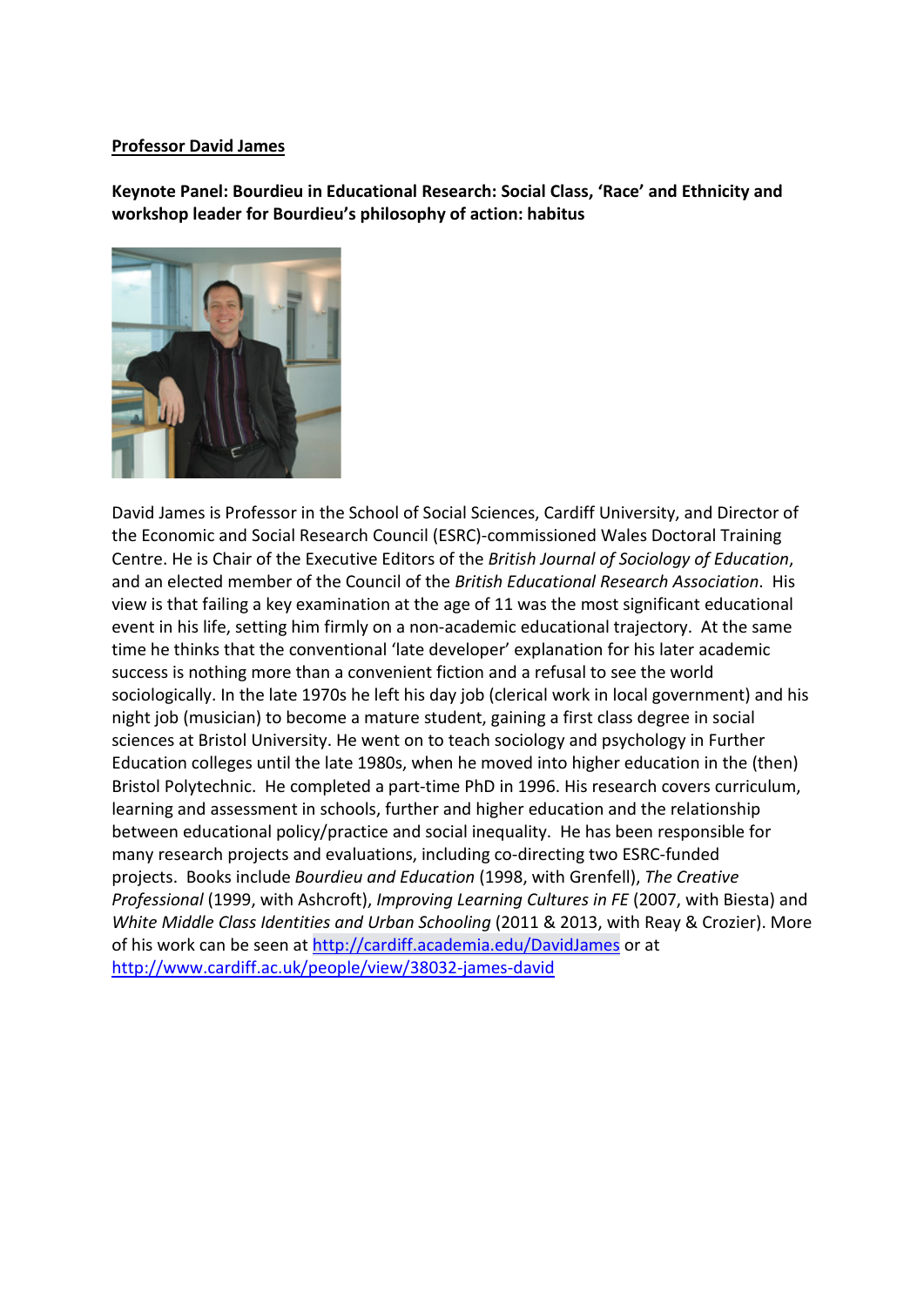**Professor David James**

**Keynote Panel: Bourdieu in Educational Research: Social Class, 'Race' and Ethnicity and workshop leader for Bourdieu's philosophy of action: habitus**

David James is Professor in the School of Social Sciences, Cardiff University, and Director of the Economic and Social Research Council (ESRC)-commissioned Wales Doctoral Training Centre. He is Chair of the Executive Editors of the *British Journal of Sociology of Education*, and an elected member of the Council of the *British Educational Research Association*. His view is that failing a key examination at the age of 11 was the most significant educational event in his life, setting him firmly on a non-academic educational trajectory. At the same time he thinks that the conventional 'late developer' explanation for his later academic success is nothing more than a convenient fiction and a refusal to see the world sociologically. In the late 1970s he left his day job (clerical work in local government) and his night job (musician) to become a mature student, gaining a first class degree in social sciences at Bristol University. He went on to teach sociology and psychology in Further Education colleges until the late 1980s, when he moved into higher education in the (then) Bristol Polytechnic. He completed a part-time PhD in 1996. His research covers curriculum, learning and assessment in schools, further and higher education and the relationship between educational policy/practice and social inequality. He has been responsible for many research projects and evaluations, including co-directing two ESRC-funded projects. Books include *Bourdieu and Education* (1998, with Grenfell), *The Creative Professional* (1999, with Ashcroft), *Improving Learning Cultures in FE* (2007, with Biesta) and *White Middle Class Identities and Urban Schooling* (2011 & 2013, with Reay & Crozier). More of his work can be seen at [http://cardiff.academia.edu/DavidJames](http://cardiff.academia.edu/DavidJames) or at [http://www.cardiff.ac.uk/people/view/38032-james-david](http://www.cardiff.ac.uk/people/view/38032-james-david)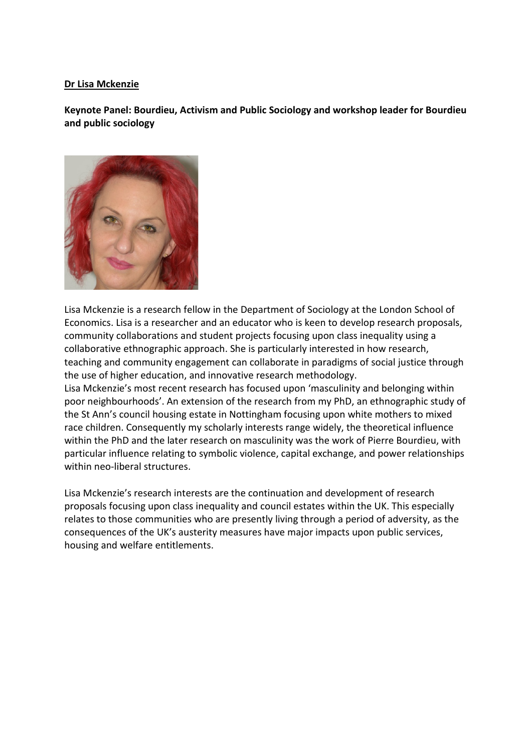**<u>Dr Lisa Mckenzie</u>**

**Keynote Panel: Bourdieu, Activism and Public Sociology and workshop leader for Bourdieu and public sociology**

Lisa Mckenzie is a research fellow in the Department of Sociology at the London School of Economics. Lisa is a researcher and an educator who is keen to develop research proposals, community collaborations and student projects focusing upon class inequality using a collaborative ethnographic approach. She is particularly interested in how research, teaching and community engagement can collaborate in paradigms of social justice through the use of higher education, and innovative research methodology.

Lisa Mckenzie's most recent research has focused upon 'masculinity and belonging within poor neighbourhoods'. An extension of the research from my PhD, an ethnographic study of the St Ann's council housing estate in Nottingham focusing upon white mothers to mixed race children. Consequently my scholarly interests range widely, the theoretical influence within the PhD and the later research on masculinity was the work of Pierre Bourdieu, with particular influence relating to symbolic violence, capital exchange, and power relationships within neo-liberal structures.

Lisa Mckenzie's research interests are the continuation and development of research proposals focusing upon class inequality and council estates within the UK. This especially relates to those communities who are presently living through a period of adversity, as the consequences of the UK's austerity measures have major impacts upon public services, housing and welfare entitlements.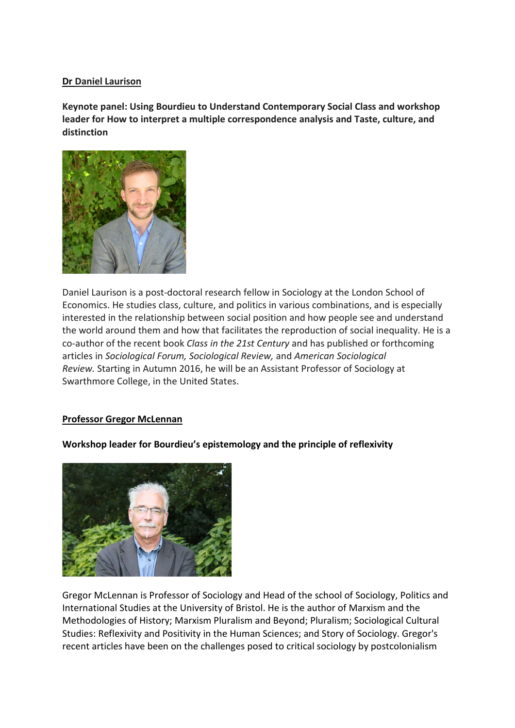**Dr Daniel Laurison**

**Keynote panel: Using Bourdieu to Understand Contemporary Social Class and workshop leader for How to interpret a multiple correspondence analysis and Taste, culture, and distinction**

Daniel Laurison is a post-doctoral research fellow in Sociology at the London School of Economics. He studies class, culture, and politics in various combinations, and is especially interested in the relationship between social position and how people see and understand the world around them and how that facilitates the reproduction of social inequality. He is a co-author of the recent book *Class in the 21st Century* and has published or forthcoming articles in *Sociological Forum, Sociological Review,* and *American Sociological Review.* Starting in Autumn 2016, he will be an Assistant Professor of Sociology at Swarthmore College, in the United States.

**Professor Gregor McLennan**

**Workshop leader for Bourdieu's epistemology and the principle of reflexivity**

Gregor McLennan is Professor of Sociology and Head of the school of Sociology, Politics and International Studies at the University of Bristol. He is the author of Marxism and the Methodologies of History; Marxism Pluralism and Beyond; Pluralism; Sociological Cultural Studies: Reflexivity and Positivity in the Human Sciences; and Story of Sociology. Gregor's recent articles have been on the challenges posed to critical sociology by postcolonialism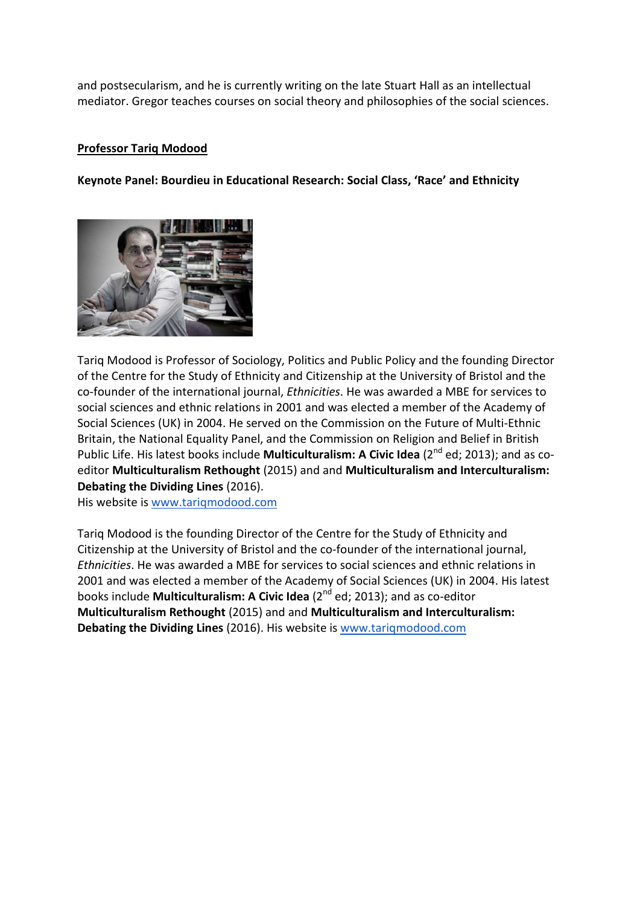and postsecularism, and he is currently writing on the late Stuart Hall as an intellectual mediator. Gregor teaches courses on social theory and philosophies of the social sciences.

## Professor Tariq Modood

**Keynote Panel: Bourdieu in Educational Research: Social Class, 'Race' and Ethnicity**

Tariq Modood is Professor of Sociology, Politics and Public Policy and the founding Director of the Centre for the Study of Ethnicity and Citizenship at the University of Bristol and the co-founder of the international journal, *Ethnicities*. He was awarded a MBE for services to social sciences and ethnic relations in 2001 and was elected a member of the Academy of Social Sciences (UK) in 2004. He served on the Commission on the Future of Multi-Ethnic Britain, the National Equality Panel, and the Commission on Religion and Belief in British Public Life. His latest books include **Multiculturalism: A Civic Idea** (2nd ed; 2013); and as co-editor **Multiculturalism Rethought** (2015) and and **Multiculturalism and Interculturalism: Debating the Dividing Lines** (2016).
His website is www.tariqmodood.com

Tariq Modood is the founding Director of the Centre for the Study of Ethnicity and Citizenship at the University of Bristol and the co-founder of the international journal, *Ethnicities*. He was awarded a MBE for services to social sciences and ethnic relations in 2001 and was elected a member of the Academy of Social Sciences (UK) in 2004. His latest books include **Multiculturalism: A Civic Idea** (2nd ed; 2013); and as co-editor **Multiculturalism Rethought** (2015) and and **Multiculturalism and Interculturalism: Debating the Dividing Lines** (2016). His website is www.tariqmodood.com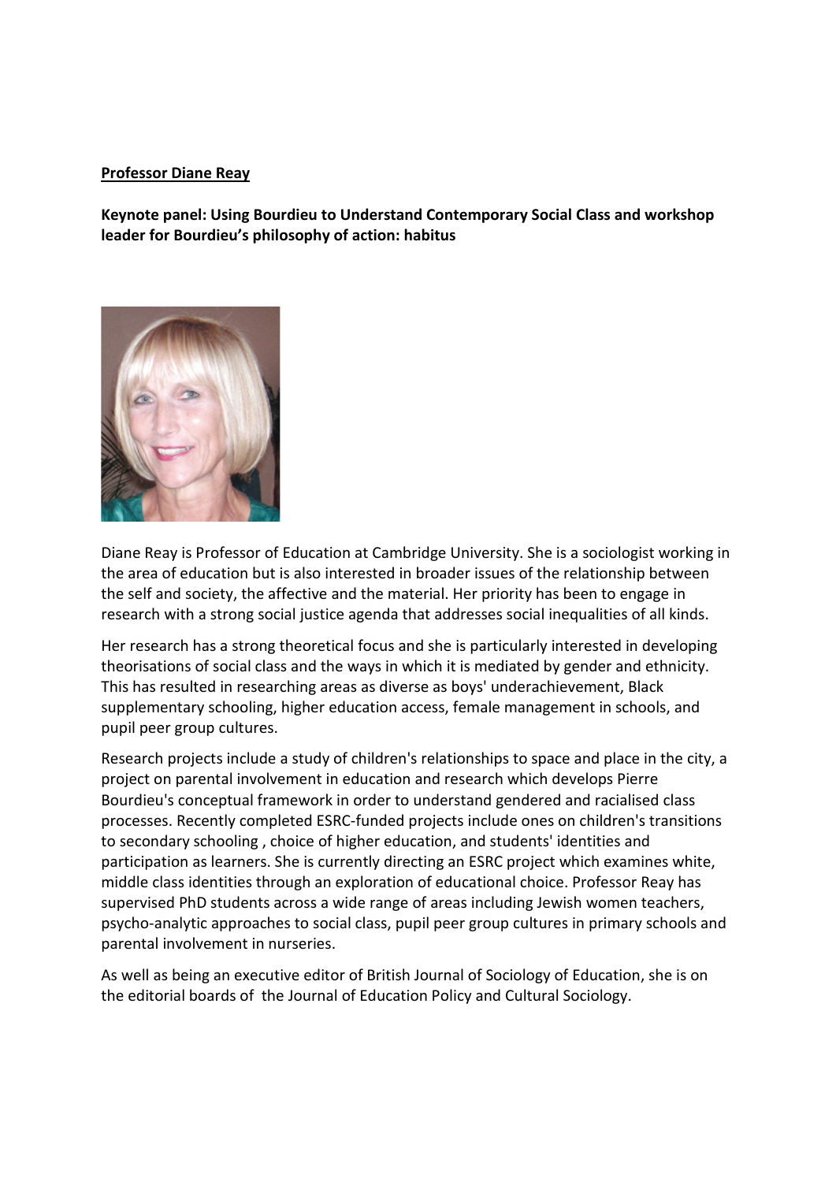**Professor Diane Reay**

**Keynote panel: Using Bourdieu to Understand Contemporary Social Class and workshop leader for Bourdieu's philosophy of action: habitus**

Diane Reay is Professor of Education at Cambridge University. She is a sociologist working in the area of education but is also interested in broader issues of the relationship between the self and society, the affective and the material. Her priority has been to engage in research with a strong social justice agenda that addresses social inequalities of all kinds.

Her research has a strong theoretical focus and she is particularly interested in developing theorisations of social class and the ways in which it is mediated by gender and ethnicity. This has resulted in researching areas as diverse as boys' underachievement, Black supplementary schooling, higher education access, female management in schools, and pupil peer group cultures.

Research projects include a study of children's relationships to space and place in the city, a project on parental involvement in education and research which develops Pierre Bourdieu's conceptual framework in order to understand gendered and racialised class processes. Recently completed ESRC-funded projects include ones on children's transitions to secondary schooling , choice of higher education, and students' identities and participation as learners. She is currently directing an ESRC project which examines white, middle class identities through an exploration of educational choice. Professor Reay has supervised PhD students across a wide range of areas including Jewish women teachers, psycho-analytic approaches to social class, pupil peer group cultures in primary schools and parental involvement in nurseries.

As well as being an executive editor of British Journal of Sociology of Education, she is on the editorial boards of the Journal of Education Policy and Cultural Sociology.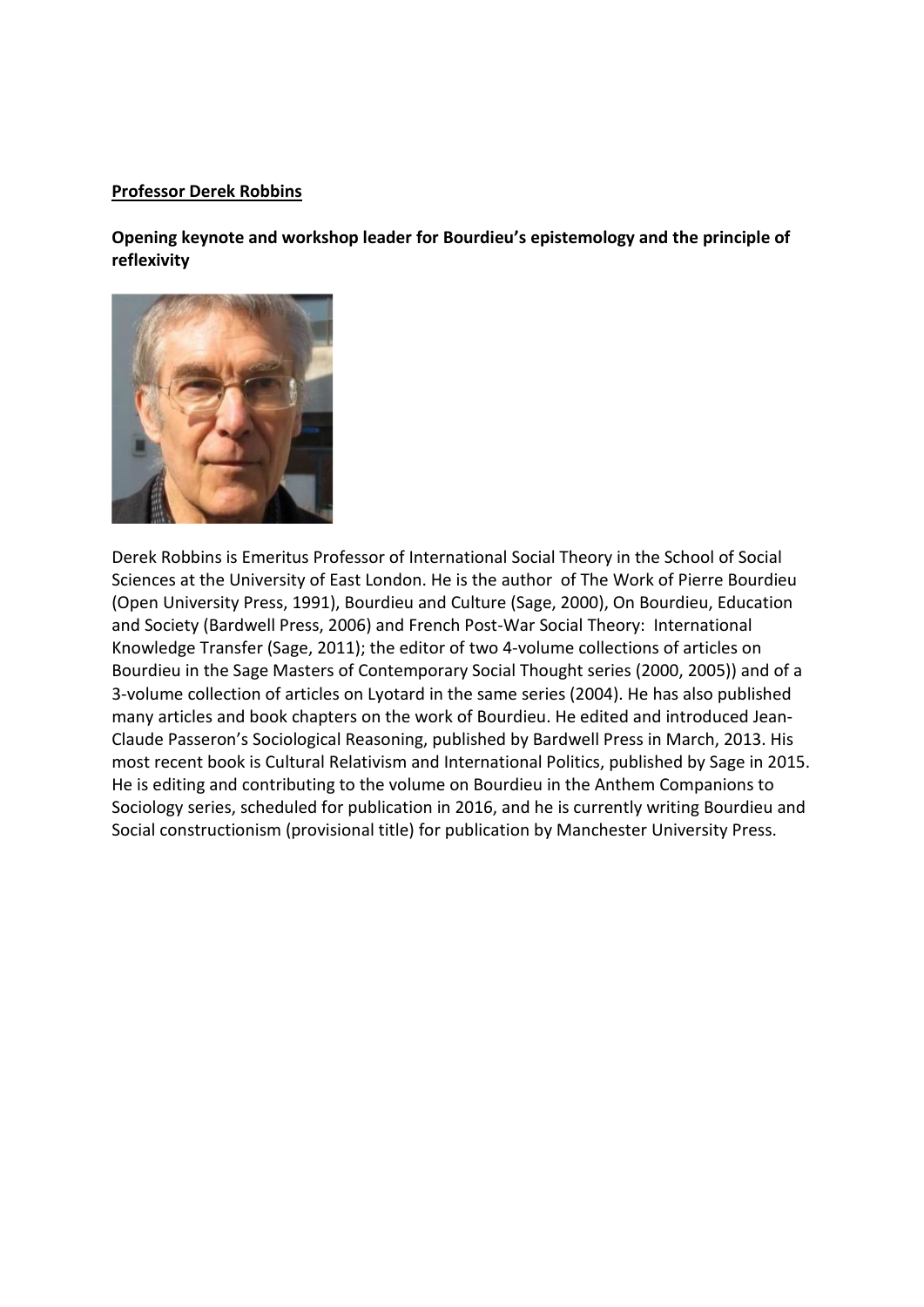**Professor Derek Robbins**

**Opening keynote and workshop leader for Bourdieu's epistemology and the principle of reflexivity**

Derek Robbins is Emeritus Professor of International Social Theory in the School of Social Sciences at the University of East London. He is the author of The Work of Pierre Bourdieu (Open University Press, 1991), Bourdieu and Culture (Sage, 2000), On Bourdieu, Education and Society (Bardwell Press, 2006) and French Post-War Social Theory: International Knowledge Transfer (Sage, 2011); the editor of two 4-volume collections of articles on Bourdieu in the Sage Masters of Contemporary Social Thought series (2000, 2005)) and of a 3-volume collection of articles on Lyotard in the same series (2004). He has also published many articles and book chapters on the work of Bourdieu. He edited and introduced Jean-Claude Passeron's Sociological Reasoning, published by Bardwell Press in March, 2013. His most recent book is Cultural Relativism and International Politics, published by Sage in 2015. He is editing and contributing to the volume on Bourdieu in the Anthem Companions to Sociology series, scheduled for publication in 2016, and he is currently writing Bourdieu and Social constructionism (provisional title) for publication by Manchester University Press.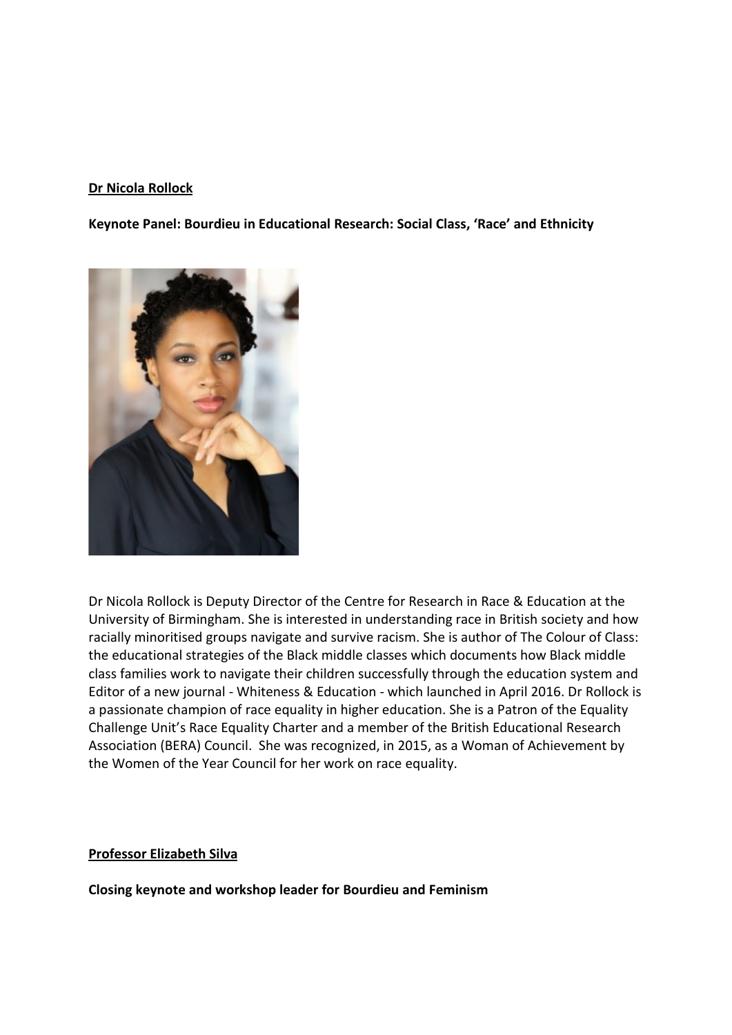**Dr Nicola Rollock**

**Keynote Panel: Bourdieu in Educational Research: Social Class, 'Race' and Ethnicity**

Dr Nicola Rollock is Deputy Director of the Centre for Research in Race & Education at the University of Birmingham. She is interested in understanding race in British society and how racially minoritised groups navigate and survive racism. She is author of The Colour of Class: the educational strategies of the Black middle classes which documents how Black middle class families work to navigate their children successfully through the education system and Editor of a new journal - Whiteness & Education - which launched in April 2016. Dr Rollock is a passionate champion of race equality in higher education. She is a Patron of the Equality Challenge Unit's Race Equality Charter and a member of the British Educational Research Association (BERA) Council. She was recognized, in 2015, as a Woman of Achievement by the Women of the Year Council for her work on race equality.

**Professor Elizabeth Silva**

**Closing keynote and workshop leader for Bourdieu and Feminism**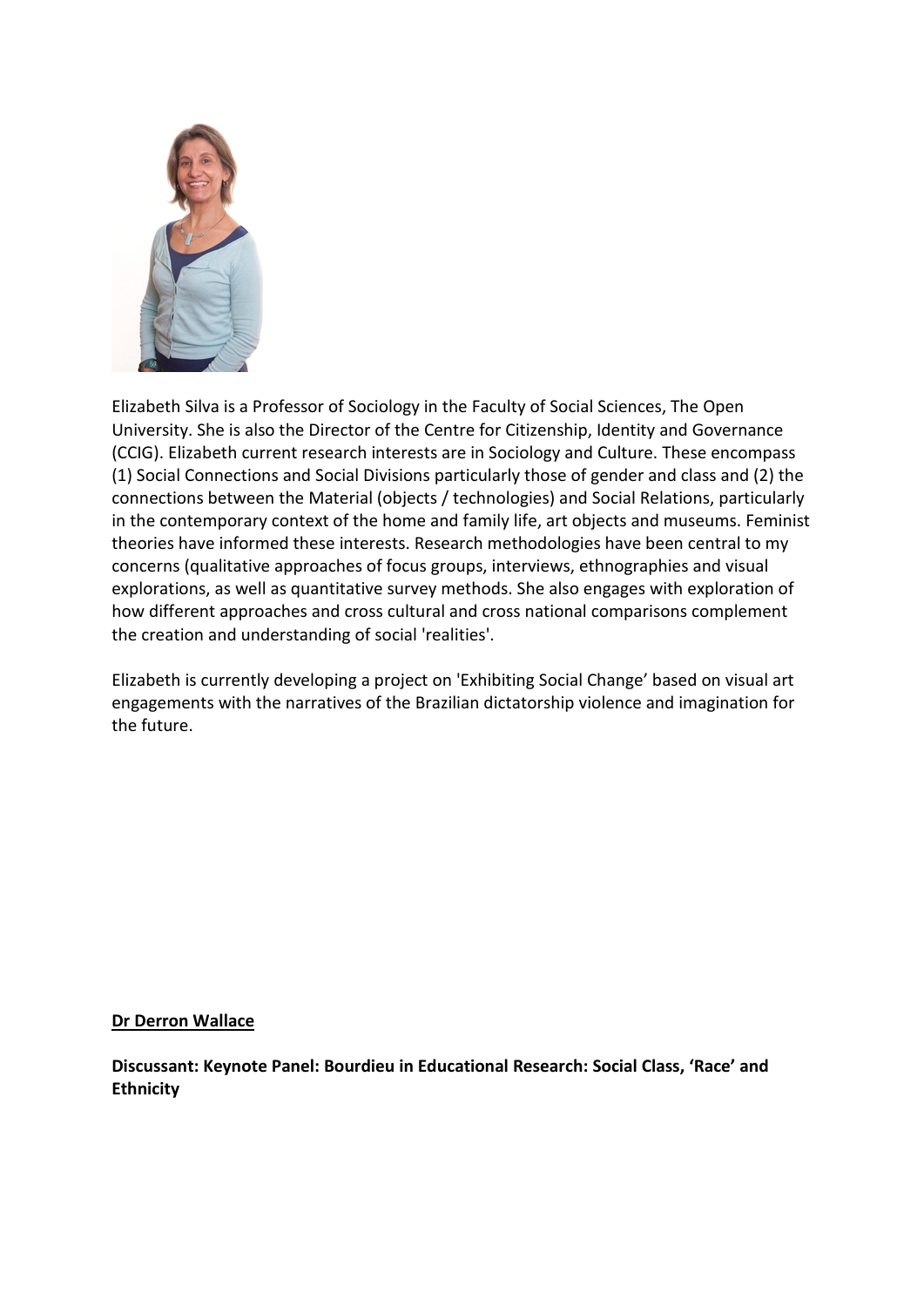Elizabeth Silva is a Professor of Sociology in the Faculty of Social Sciences, The Open University. She is also the Director of the Centre for Citizenship, Identity and Governance (CCIG). Elizabeth current research interests are in Sociology and Culture. These encompass (1) Social Connections and Social Divisions particularly those of gender and class and (2) the connections between the Material (objects / technologies) and Social Relations, particularly in the contemporary context of the home and family life, art objects and museums. Feminist theories have informed these interests. Research methodologies have been central to my concerns (qualitative approaches of focus groups, interviews, ethnographies and visual explorations, as well as quantitative survey methods. She also engages with exploration of how different approaches and cross cultural and cross national comparisons complement the creation and understanding of social 'realities'.

Elizabeth is currently developing a project on 'Exhibiting Social Change' based on visual art engagements with the narratives of the Brazilian dictatorship violence and imagination for the future.

**Dr Derron Wallace**

**Discussant: Keynote Panel: Bourdieu in Educational Research: Social Class, 'Race' and Ethnicity**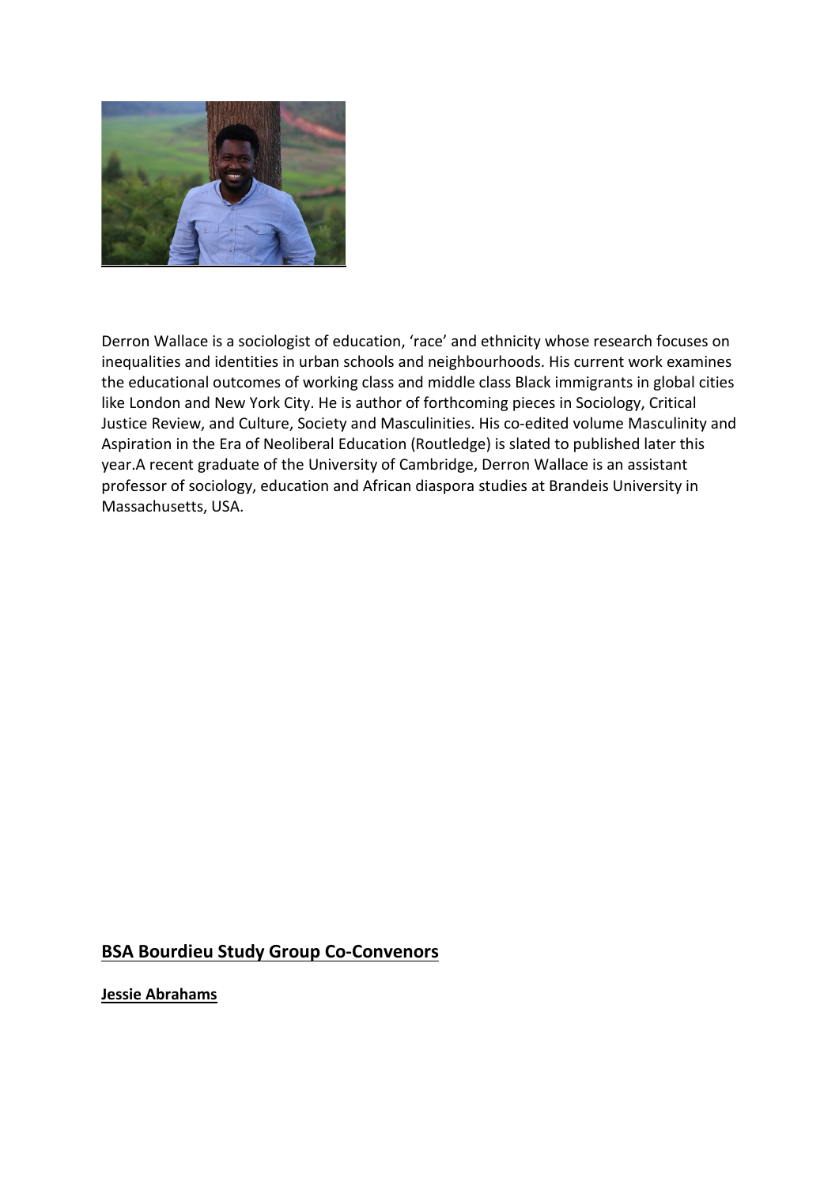Derron Wallace is a sociologist of education, 'race' and ethnicity whose research focuses on inequalities and identities in urban schools and neighbourhoods. His current work examines the educational outcomes of working class and middle class Black immigrants in global cities like London and New York City. He is author of forthcoming pieces in Sociology, Critical Justice Review, and Culture, Society and Masculinities. His co-edited volume Masculinity and Aspiration in the Era of Neoliberal Education (Routledge) is slated to published later this year.A recent graduate of the University of Cambridge, Derron Wallace is an assistant professor of sociology, education and African diaspora studies at Brandeis University in Massachusetts, USA.

## BSA Bourdieu Study Group Co-Convenors

**Jessie Abrahams**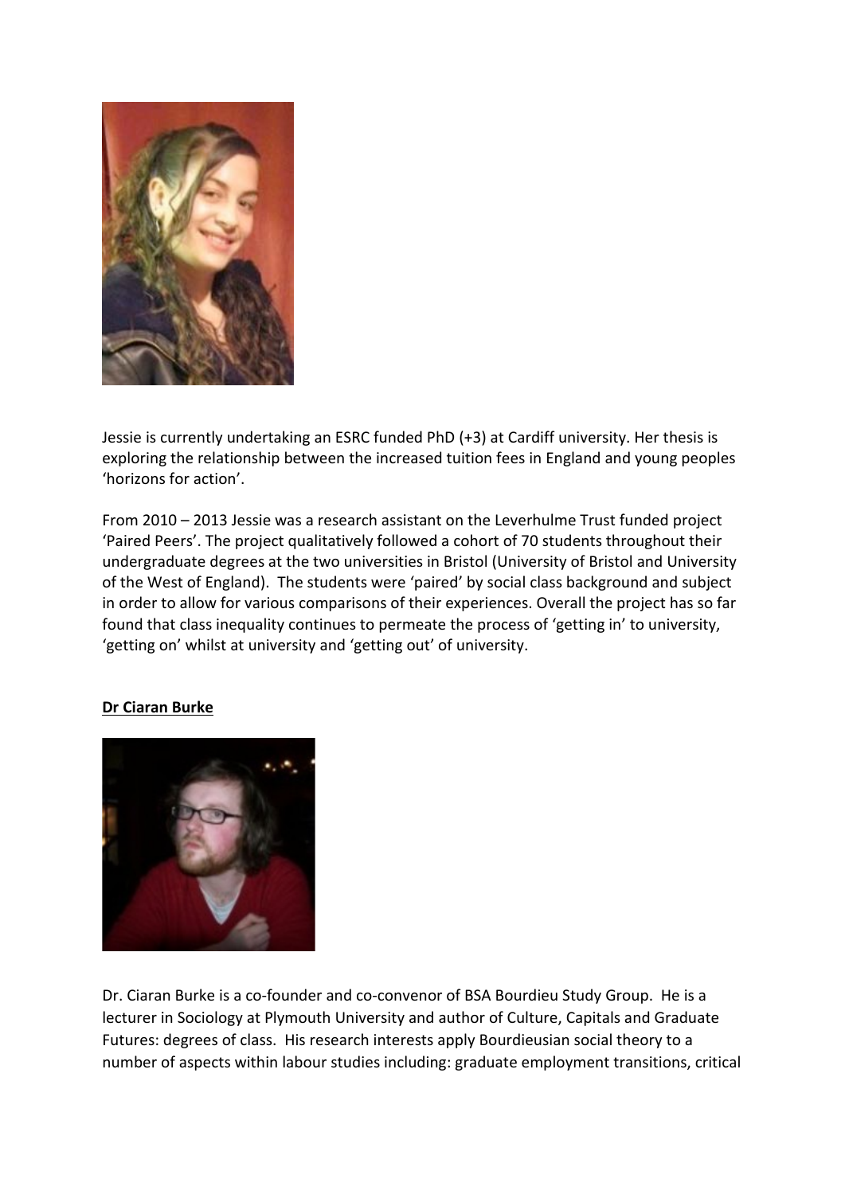Jessie is currently undertaking an ESRC funded PhD (+3) at Cardiff university. Her thesis is exploring the relationship between the increased tuition fees in England and young peoples 'horizons for action'.

From 2010 – 2013 Jessie was a research assistant on the Leverhulme Trust funded project 'Paired Peers'. The project qualitatively followed a cohort of 70 students throughout their undergraduate degrees at the two universities in Bristol (University of Bristol and University of the West of England). The students were 'paired' by social class background and subject in order to allow for various comparisons of their experiences. Overall the project has so far found that class inequality continues to permeate the process of 'getting in' to university, 'getting on' whilst at university and 'getting out' of university.

**Dr Ciaran Burke**

Dr. Ciaran Burke is a co-founder and co-convenor of BSA Bourdieu Study Group. He is a lecturer in Sociology at Plymouth University and author of Culture, Capitals and Graduate Futures: degrees of class. His research interests apply Bourdieusian social theory to a number of aspects within labour studies including: graduate employment transitions, critical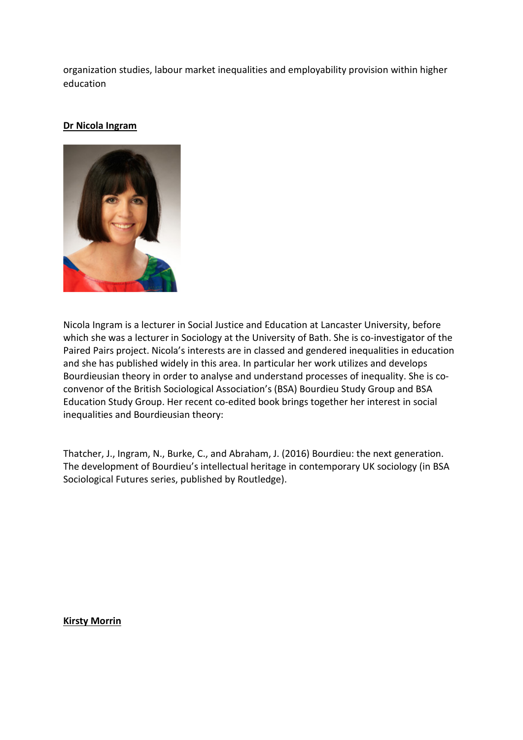organization studies, labour market inequalities and employability provision within higher education

**Dr Nicola Ingram**

Nicola Ingram is a lecturer in Social Justice and Education at Lancaster University, before which she was a lecturer in Sociology at the University of Bath. She is co-investigator of the Paired Pairs project. Nicola's interests are in classed and gendered inequalities in education and she has published widely in this area. In particular her work utilizes and develops Bourdieusian theory in order to analyse and understand processes of inequality. She is co-convenor of the British Sociological Association's (BSA) Bourdieu Study Group and BSA Education Study Group. Her recent co-edited book brings together her interest in social inequalities and Bourdieusian theory:

Thatcher, J., Ingram, N., Burke, C., and Abraham, J. (2016) Bourdieu: the next generation. The development of Bourdieu's intellectual heritage in contemporary UK sociology (in BSA Sociological Futures series, published by Routledge).

**Kirsty Morrin**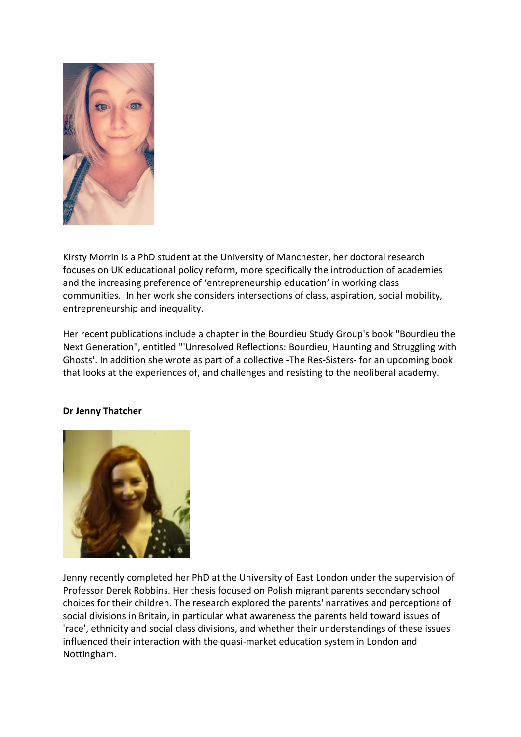Kirsty Morrin is a PhD student at the University of Manchester, her doctoral research focuses on UK educational policy reform, more specifically the introduction of academies and the increasing preference of 'entrepreneurship education' in working class communities. In her work she considers intersections of class, aspiration, social mobility, entrepreneurship and inequality.

Her recent publications include a chapter in the Bourdieu Study Group's book "Bourdieu the Next Generation", entitled "'Unresolved Reflections: Bourdieu, Haunting and Struggling with Ghosts'. In addition she wrote as part of a collective -The Res-Sisters- for an upcoming book that looks at the experiences of, and challenges and resisting to the neoliberal academy.

**Dr Jenny Thatcher**

Jenny recently completed her PhD at the University of East London under the supervision of Professor Derek Robbins. Her thesis focused on Polish migrant parents secondary school choices for their children. The research explored the parents' narratives and perceptions of social divisions in Britain, in particular what awareness the parents held toward issues of 'race', ethnicity and social class divisions, and whether their understandings of these issues influenced their interaction with the quasi-market education system in London and Nottingham.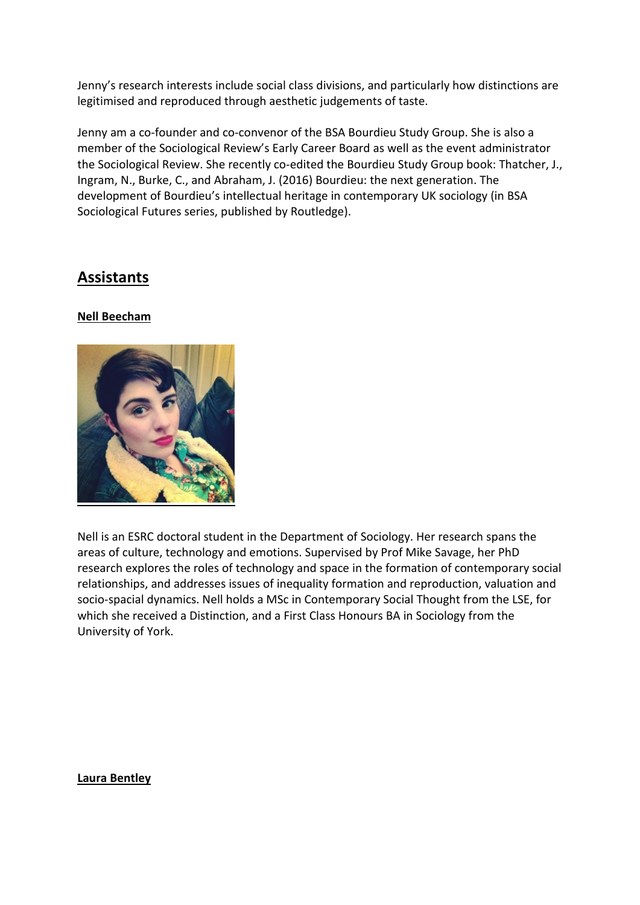Jenny's research interests include social class divisions, and particularly how distinctions are legitimised and reproduced through aesthetic judgements of taste.

Jenny am a co-founder and co-convenor of the BSA Bourdieu Study Group. She is also a member of the Sociological Review's Early Career Board as well as the event administrator the Sociological Review. She recently co-edited the Bourdieu Study Group book: Thatcher, J., Ingram, N., Burke, C., and Abraham, J. (2016) Bourdieu: the next generation. The development of Bourdieu's intellectual heritage in contemporary UK sociology (in BSA Sociological Futures series, published by Routledge).

## Assistants

### Nell Beecham

Nell is an ESRC doctoral student in the Department of Sociology. Her research spans the areas of culture, technology and emotions. Supervised by Prof Mike Savage, her PhD research explores the roles of technology and space in the formation of contemporary social relationships, and addresses issues of inequality formation and reproduction, valuation and socio-spacial dynamics. Nell holds a MSc in Contemporary Social Thought from the LSE, for which she received a Distinction, and a First Class Honours BA in Sociology from the University of York.

### Laura Bentley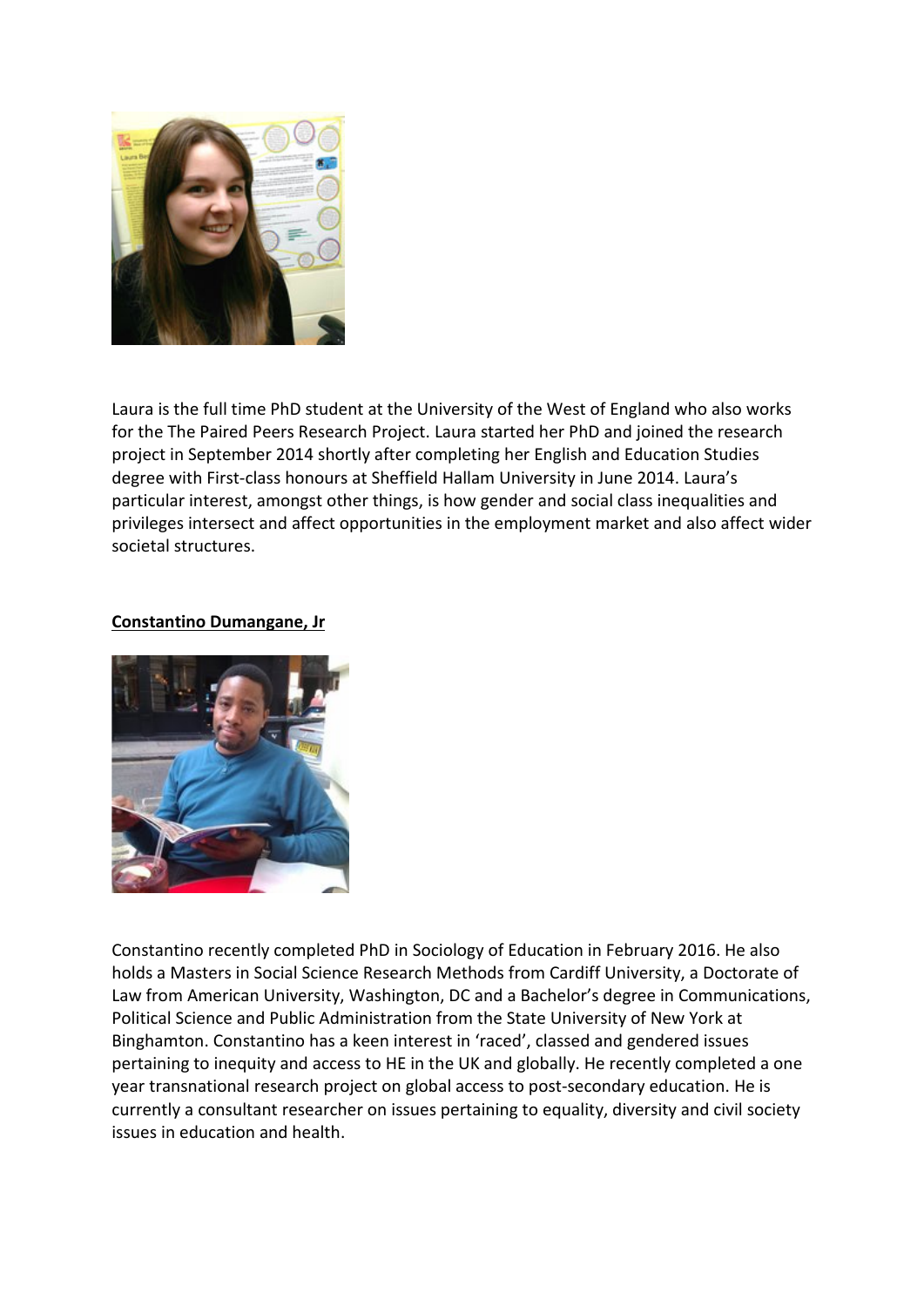Laura is the full time PhD student at the University of the West of England who also works for the The Paired Peers Research Project. Laura started her PhD and joined the research project in September 2014 shortly after completing her English and Education Studies degree with First-class honours at Sheffield Hallam University in June 2014. Laura's particular interest, amongst other things, is how gender and social class inequalities and privileges intersect and affect opportunities in the employment market and also affect wider societal structures.

**Constantino Dumangane, Jr**

Constantino recently completed PhD in Sociology of Education in February 2016. He also holds a Masters in Social Science Research Methods from Cardiff University, a Doctorate of Law from American University, Washington, DC and a Bachelor's degree in Communications, Political Science and Public Administration from the State University of New York at Binghamton. Constantino has a keen interest in 'raced', classed and gendered issues pertaining to inequity and access to HE in the UK and globally. He recently completed a one year transnational research project on global access to post-secondary education. He is currently a consultant researcher on issues pertaining to equality, diversity and civil society issues in education and health.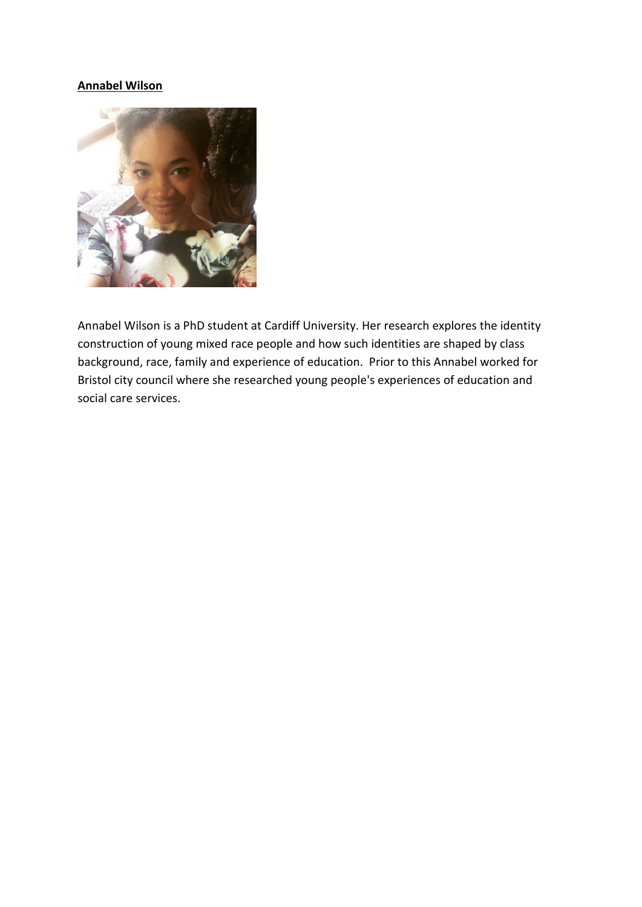**Annabel Wilson**

Annabel Wilson is a PhD student at Cardiff University. Her research explores the identity construction of young mixed race people and how such identities are shaped by class background, race, family and experience of education. Prior to this Annabel worked for Bristol city council where she researched young people's experiences of education and social care services.